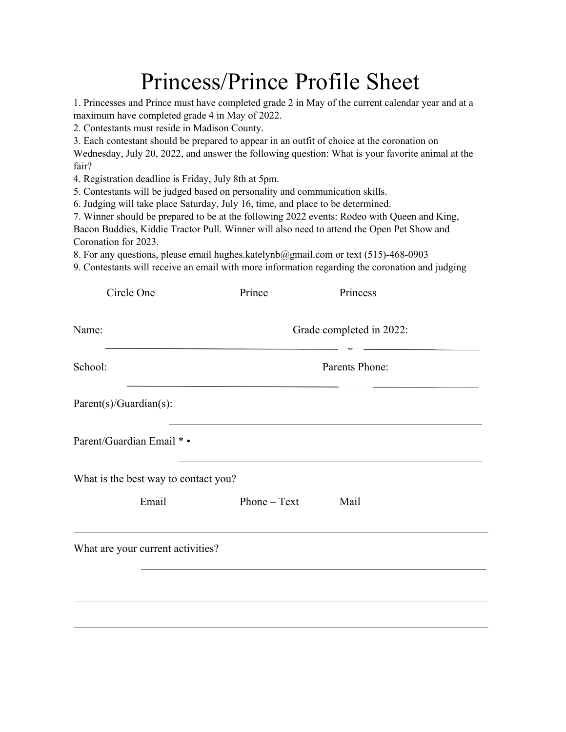# Princess/Prince Profile Sheet

1. Princesses and Prince must have completed grade 2 in May of the current calendar year and at a maximum have completed grade 4 in May of 2022.
2. Contestants must reside in Madison County.
3. Each contestant should be prepared to appear in an outfit of choice at the coronation on Wednesday, July 20, 2022, and answer the following question: What is your favorite animal at the fair?
4. Registration deadline is Friday, July 8th at 5pm.
5. Contestants will be judged based on personality and communication skills.
6. Judging will take place Saturday, July 16, time, and place to be determined.
7. Winner should be prepared to be at the following 2022 events: Rodeo with Queen and King, Bacon Buddies, Kiddie Tractor Pull. Winner will also need to attend the Open Pet Show and Coronation for 2023.
8. For any questions, please email hughes.katelynb@gmail.com or text (515)-468-0903
9. Contestants will receive an email with more information regarding the coronation and judging

Circle One Prince Princess

Name: ______________________ Grade completed in 2022: ____________

School: ______________________ Parents Phone: ____________

Parent(s)/Guardian(s): ______________________________

Parent/Guardian Email * • ______________________________

What is the best way to contact you?

Email Phone – Text Mail

______________________________________________

What are your current activities? ______________________________

______________________________________________

______________________________________________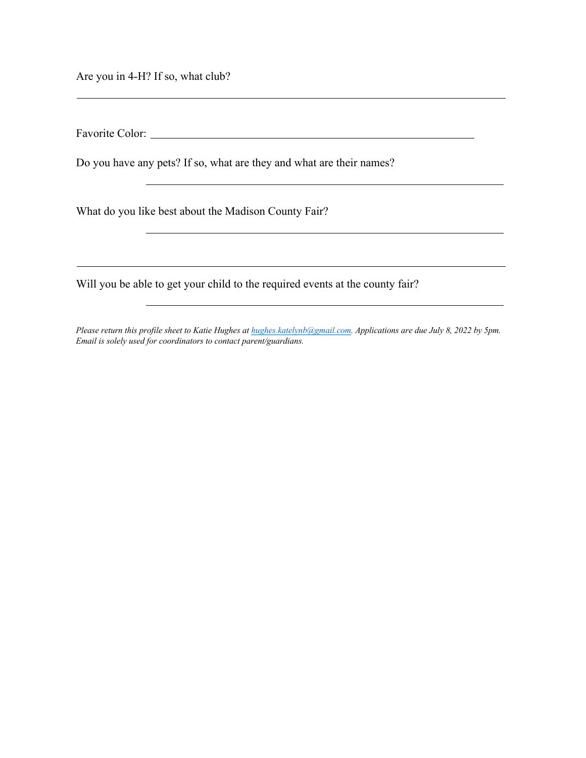Are you in 4-H? If so, what club?

______________________________________________________________________

Favorite Color: ___________________________________________________

Do you have any pets? If so, what are they and what are their names?

______________________________________________________________

What do you like best about the Madison County Fair?

______________________________________________________________

______________________________________________________________________

Will you be able to get your child to the required events at the county fair?

______________________________________________________________

*Please return this profile sheet to Katie Hughes at [hughes.katelynb@gmail.com](mailto:hughes.katelynb@gmail.com). Applications are due July 8, 2022 by 5pm. Email is solely used for coordinators to contact parent/guardians.*